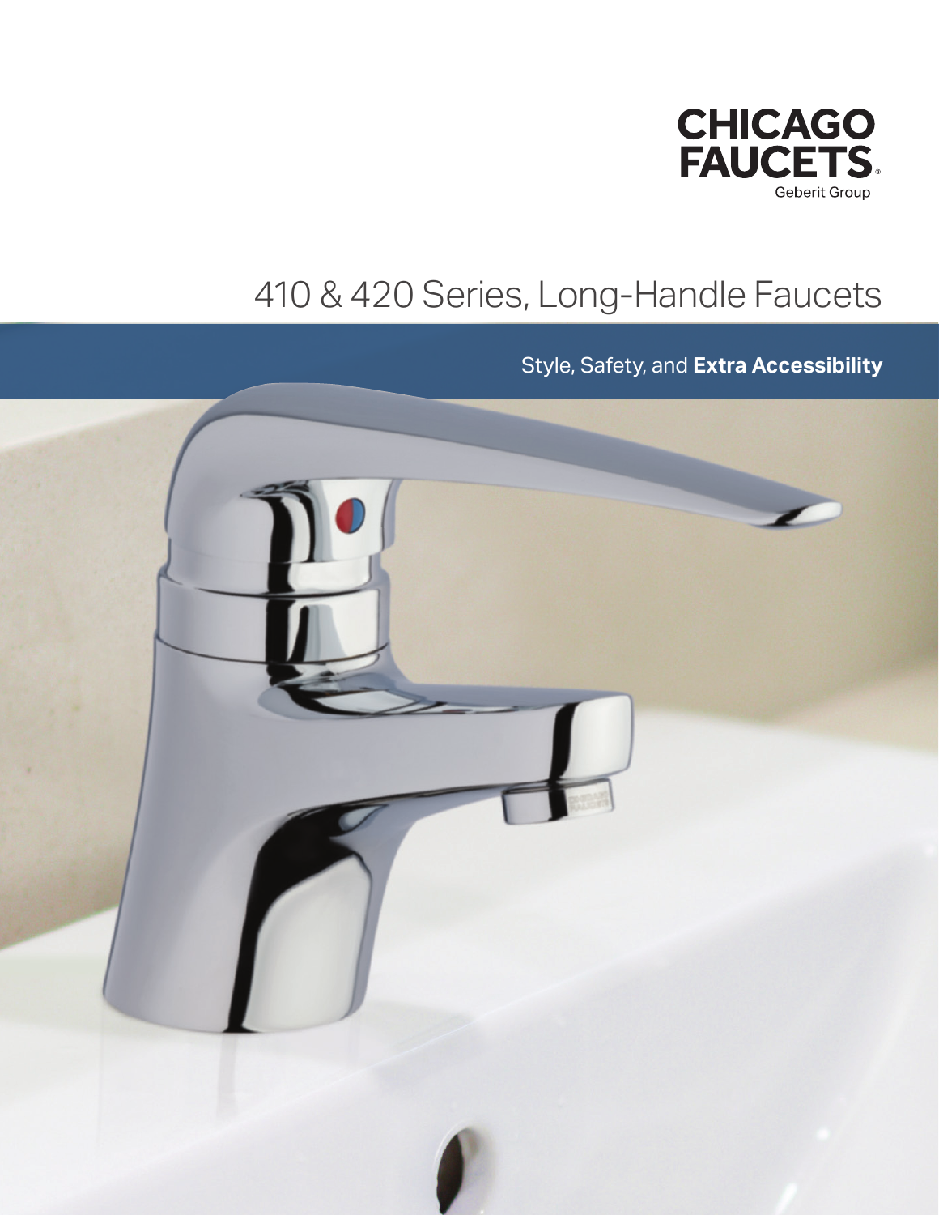CHICAGO FAUCETS

Geberit Group

# 410 & 420 Series, Long-Handle Faucets

Style, Safety, and **Extra Accessibility**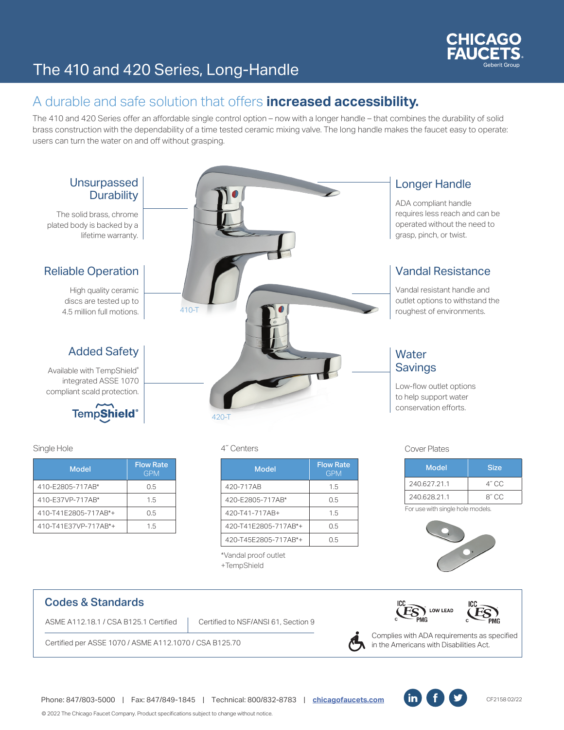# The 410 and 420 Series, Long-Handle

CHICAGO FAUCETS
Geberit Group

## A durable and safe solution that offers **increased accessibility.**

The 410 and 420 Series offer an affordable single control option – now with a longer handle – that combines the durability of solid brass construction with the dependability of a time tested ceramic mixing valve. The long handle makes the faucet easy to operate: users can turn the water on and off without grasping.

### Unsurpassed Durability

The solid brass, chrome plated body is backed by a lifetime warranty.

### Reliable Operation

High quality ceramic discs are tested up to 4.5 million full motions.

### Added Safety

Available with TempShield® integrated ASSE 1070 compliant scald protection.

TempShield®

### Longer Handle

ADA compliant handle requires less reach and can be operated without the need to grasp, pinch, or twist.

### Vandal Resistance

Vandal resistant handle and outlet options to withstand the roughest of environments.

### Water Savings

Low-flow outlet options to help support water conservation efforts.

410-T

420-T

Single Hole

| Model | Flow Rate GPM |
|---|---|
| 410-E2805-717AB* | 0.5 |
| 410-E37VP-717AB* | 1.5 |
| 410-T41E2805-717AB*+ | 0.5 |
| 410-T41E37VP-717AB*+ | 1.5 |

4˝ Centers

| Model | Flow Rate GPM |
|---|---|
| 420-717AB | 1.5 |
| 420-E2805-717AB* | 0.5 |
| 420-T41-717AB+ | 1.5 |
| 420-T41E2805-717AB*+ | 0.5 |
| 420-T45E2805-717AB*+ | 0.5 |

*Vandal proof outlet
+TempShield

Cover Plates

| Model | Size |
|---|---|
| 240.627.21.1 | 4˝ CC |
| 240.628.21.1 | 8˝ CC |

For use with single hole models.

### Codes & Standards

ASME A112.18.1 / CSA B125.1 Certified | Certified to NSF/ANSI 61, Section 9

Certified per ASSE 1070 / ASME A112.1070 / CSA B125.70

ICC ES PMG LOW LEAD

ICC ES PMG

Complies with ADA requirements as specified in the Americans with Disabilities Act.

Phone: 847/803-5000 | Fax: 847/849-1845 | Technical: 800/832-8783 | chicagofaucets.com

CF2158 02/22

© 2022 The Chicago Faucet Company. Product specifications subject to change without notice.